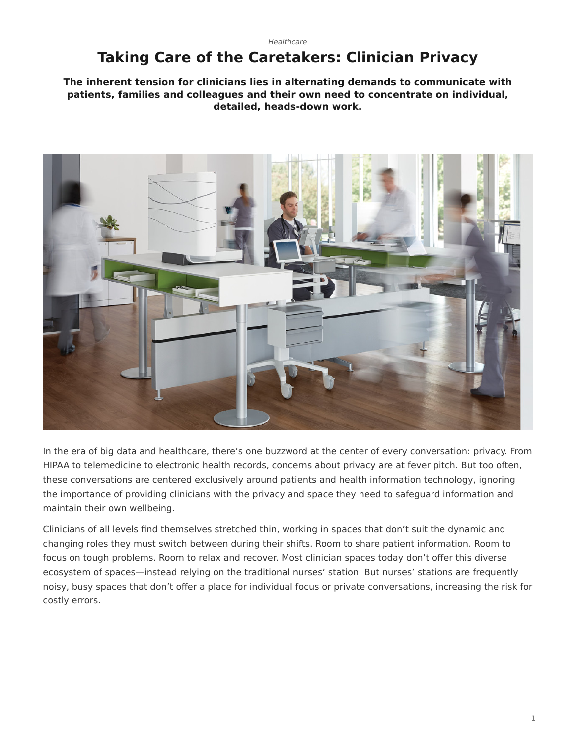*Healthcare*

# Taking Care of the Caretakers: Clinician Privacy

**The inherent tension for clinicians lies in alternating demands to communicate with patients, families and colleagues and their own need to concentrate on individual, detailed, heads-down work.**

In the era of big data and healthcare, there's one buzzword at the center of every conversation: privacy. From HIPAA to telemedicine to electronic health records, concerns about privacy are at fever pitch. But too often, these conversations are centered exclusively around patients and health information technology, ignoring the importance of providing clinicians with the privacy and space they need to safeguard information and maintain their own wellbeing.

Clinicians of all levels find themselves stretched thin, working in spaces that don't suit the dynamic and changing roles they must switch between during their shifts. Room to share patient information. Room to focus on tough problems. Room to relax and recover. Most clinician spaces today don't offer this diverse ecosystem of spaces—instead relying on the traditional nurses' station. But nurses' stations are frequently noisy, busy spaces that don't offer a place for individual focus or private conversations, increasing the risk for costly errors.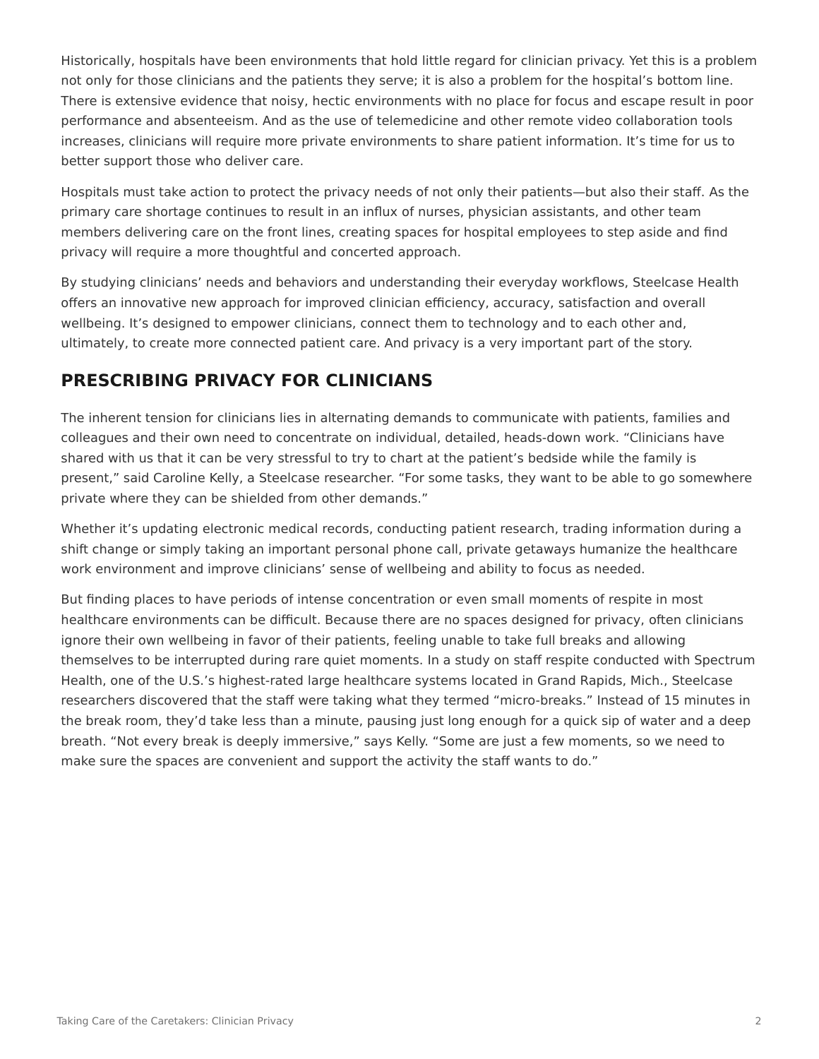Historically, hospitals have been environments that hold little regard for clinician privacy. Yet this is a problem not only for those clinicians and the patients they serve; it is also a problem for the hospital's bottom line. There is extensive evidence that noisy, hectic environments with no place for focus and escape result in poor performance and absenteeism. And as the use of telemedicine and other remote video collaboration tools increases, clinicians will require more private environments to share patient information. It's time for us to better support those who deliver care.

Hospitals must take action to protect the privacy needs of not only their patients—but also their staff. As the primary care shortage continues to result in an influx of nurses, physician assistants, and other team members delivering care on the front lines, creating spaces for hospital employees to step aside and find privacy will require a more thoughtful and concerted approach.

By studying clinicians' needs and behaviors and understanding their everyday workflows, Steelcase Health offers an innovative new approach for improved clinician efficiency, accuracy, satisfaction and overall wellbeing. It's designed to empower clinicians, connect them to technology and to each other and, ultimately, to create more connected patient care. And privacy is a very important part of the story.

## PRESCRIBING PRIVACY FOR CLINICIANS

The inherent tension for clinicians lies in alternating demands to communicate with patients, families and colleagues and their own need to concentrate on individual, detailed, heads-down work. "Clinicians have shared with us that it can be very stressful to try to chart at the patient's bedside while the family is present," said Caroline Kelly, a Steelcase researcher. "For some tasks, they want to be able to go somewhere private where they can be shielded from other demands."

Whether it's updating electronic medical records, conducting patient research, trading information during a shift change or simply taking an important personal phone call, private getaways humanize the healthcare work environment and improve clinicians' sense of wellbeing and ability to focus as needed.

But finding places to have periods of intense concentration or even small moments of respite in most healthcare environments can be difficult. Because there are no spaces designed for privacy, often clinicians ignore their own wellbeing in favor of their patients, feeling unable to take full breaks and allowing themselves to be interrupted during rare quiet moments. In a study on staff respite conducted with Spectrum Health, one of the U.S.'s highest-rated large healthcare systems located in Grand Rapids, Mich., Steelcase researchers discovered that the staff were taking what they termed "micro-breaks." Instead of 15 minutes in the break room, they'd take less than a minute, pausing just long enough for a quick sip of water and a deep breath. "Not every break is deeply immersive," says Kelly. "Some are just a few moments, so we need to make sure the spaces are convenient and support the activity the staff wants to do."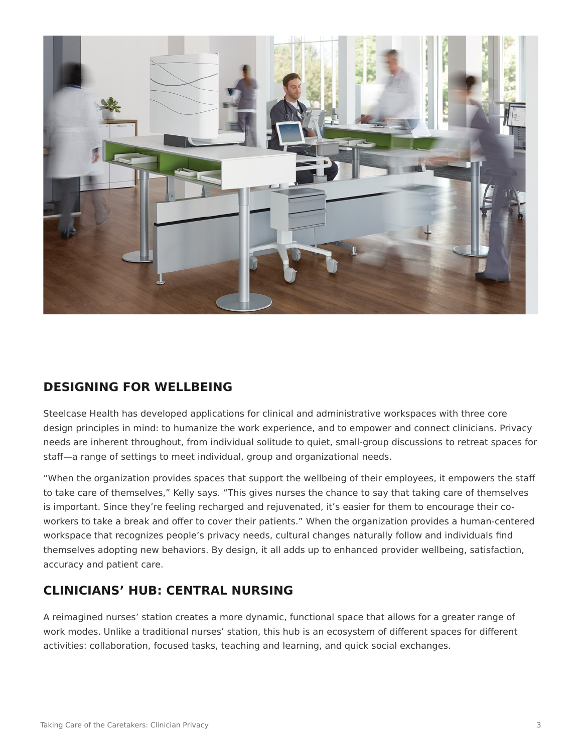## DESIGNING FOR WELLBEING

Steelcase Health has developed applications for clinical and administrative workspaces with three core design principles in mind: to humanize the work experience, and to empower and connect clinicians. Privacy needs are inherent throughout, from individual solitude to quiet, small-group discussions to retreat spaces for staff—a range of settings to meet individual, group and organizational needs.

“When the organization provides spaces that support the wellbeing of their employees, it empowers the staff to take care of themselves,” Kelly says. “This gives nurses the chance to say that taking care of themselves is important. Since they’re feeling recharged and rejuvenated, it’s easier for them to encourage their co-workers to take a break and offer to cover their patients.” When the organization provides a human-centered workspace that recognizes people’s privacy needs, cultural changes naturally follow and individuals find themselves adopting new behaviors. By design, it all adds up to enhanced provider wellbeing, satisfaction, accuracy and patient care.

## CLINICIANS’ HUB: CENTRAL NURSING

A reimagined nurses’ station creates a more dynamic, functional space that allows for a greater range of work modes. Unlike a traditional nurses’ station, this hub is an ecosystem of different spaces for different activities: collaboration, focused tasks, teaching and learning, and quick social exchanges.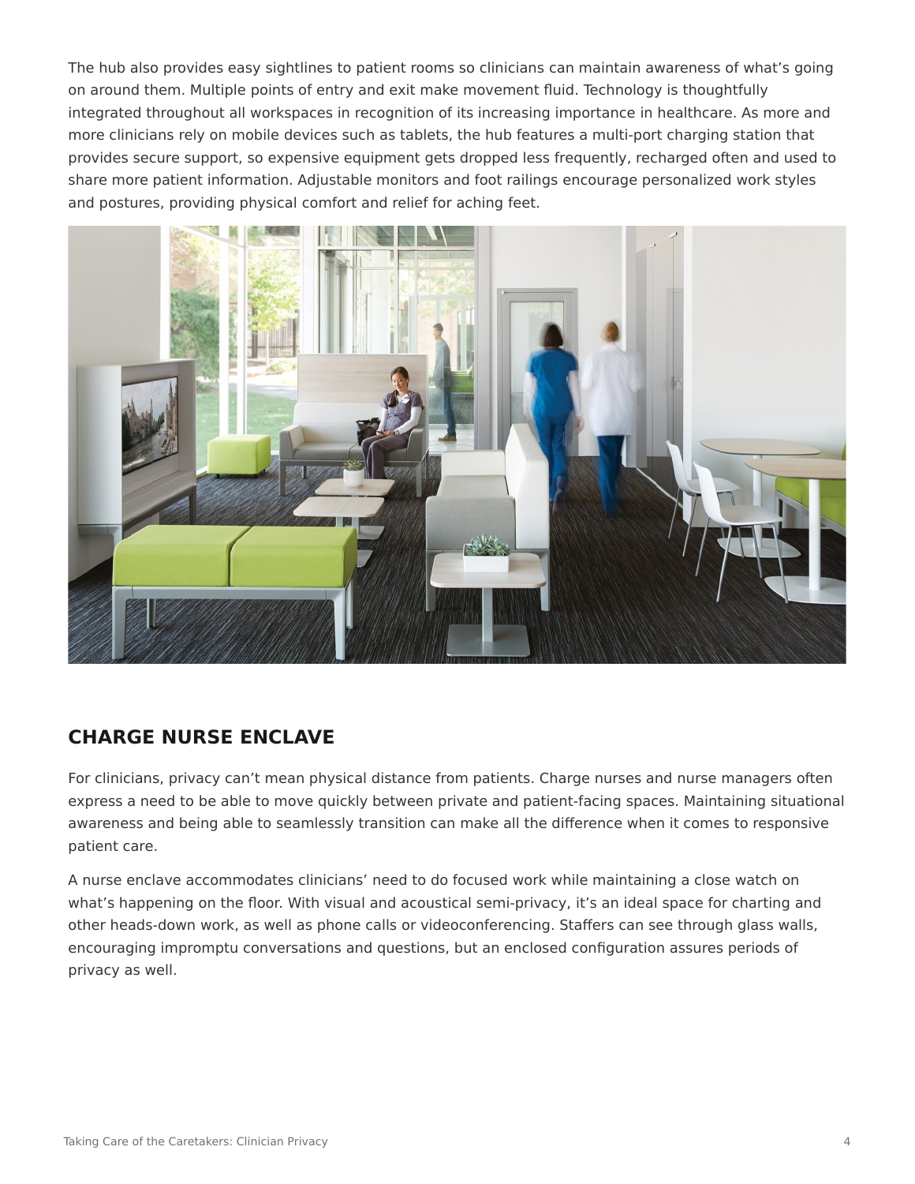The hub also provides easy sightlines to patient rooms so clinicians can maintain awareness of what's going on around them. Multiple points of entry and exit make movement fluid. Technology is thoughtfully integrated throughout all workspaces in recognition of its increasing importance in healthcare. As more and more clinicians rely on mobile devices such as tablets, the hub features a multi-port charging station that provides secure support, so expensive equipment gets dropped less frequently, recharged often and used to share more patient information. Adjustable monitors and foot railings encourage personalized work styles and postures, providing physical comfort and relief for aching feet.

## CHARGE NURSE ENCLAVE

For clinicians, privacy can't mean physical distance from patients. Charge nurses and nurse managers often express a need to be able to move quickly between private and patient-facing spaces. Maintaining situational awareness and being able to seamlessly transition can make all the difference when it comes to responsive patient care.

A nurse enclave accommodates clinicians' need to do focused work while maintaining a close watch on what's happening on the floor. With visual and acoustical semi-privacy, it's an ideal space for charting and other heads-down work, as well as phone calls or videoconferencing. Staffers can see through glass walls, encouraging impromptu conversations and questions, but an enclosed configuration assures periods of privacy as well.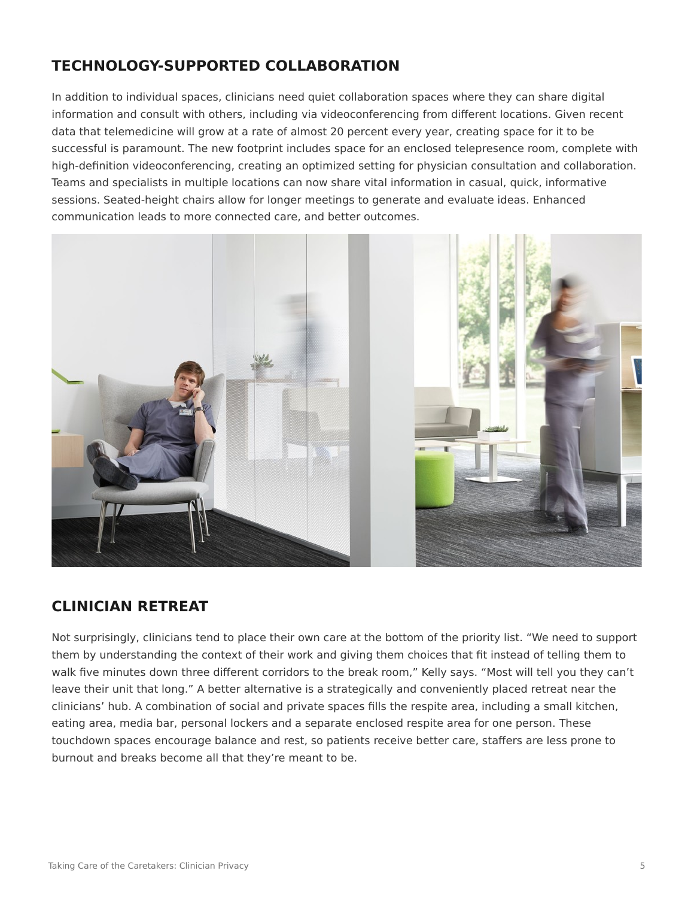## TECHNOLOGY-SUPPORTED COLLABORATION

In addition to individual spaces, clinicians need quiet collaboration spaces where they can share digital information and consult with others, including via videoconferencing from different locations. Given recent data that telemedicine will grow at a rate of almost 20 percent every year, creating space for it to be successful is paramount. The new footprint includes space for an enclosed telepresence room, complete with high-definition videoconferencing, creating an optimized setting for physician consultation and collaboration. Teams and specialists in multiple locations can now share vital information in casual, quick, informative sessions. Seated-height chairs allow for longer meetings to generate and evaluate ideas. Enhanced communication leads to more connected care, and better outcomes.

## CLINICIAN RETREAT

Not surprisingly, clinicians tend to place their own care at the bottom of the priority list. “We need to support them by understanding the context of their work and giving them choices that fit instead of telling them to walk five minutes down three different corridors to the break room,” Kelly says. “Most will tell you they can’t leave their unit that long.” A better alternative is a strategically and conveniently placed retreat near the clinicians’ hub. A combination of social and private spaces fills the respite area, including a small kitchen, eating area, media bar, personal lockers and a separate enclosed respite area for one person. These touchdown spaces encourage balance and rest, so patients receive better care, staffers are less prone to burnout and breaks become all that they’re meant to be.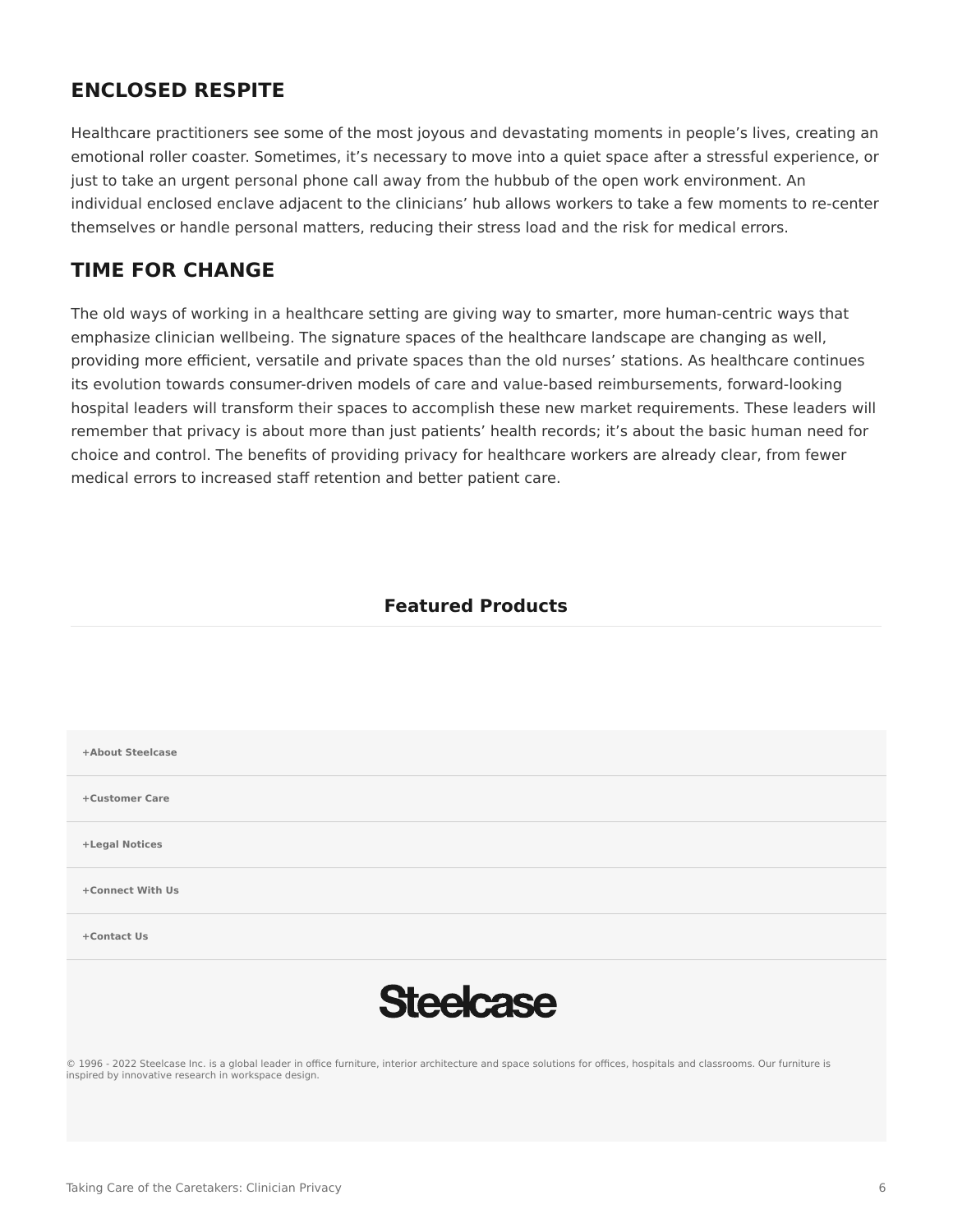## ENCLOSED RESPITE

Healthcare practitioners see some of the most joyous and devastating moments in people's lives, creating an emotional roller coaster. Sometimes, it's necessary to move into a quiet space after a stressful experience, or just to take an urgent personal phone call away from the hubbub of the open work environment. An individual enclosed enclave adjacent to the clinicians' hub allows workers to take a few moments to re-center themselves or handle personal matters, reducing their stress load and the risk for medical errors.

## TIME FOR CHANGE

The old ways of working in a healthcare setting are giving way to smarter, more human-centric ways that emphasize clinician wellbeing. The signature spaces of the healthcare landscape are changing as well, providing more efficient, versatile and private spaces than the old nurses' stations. As healthcare continues its evolution towards consumer-driven models of care and value-based reimbursements, forward-looking hospital leaders will transform their spaces to accomplish these new market requirements. These leaders will remember that privacy is about more than just patients' health records; it's about the basic human need for choice and control. The benefits of providing privacy for healthcare workers are already clear, from fewer medical errors to increased staff retention and better patient care.

### Featured Products

**+About Steelcase**

**+Customer Care**

**+Legal Notices**

**+Connect With Us**

**+Contact Us**

Steelcase

© 1996 - 2022 Steelcase Inc. is a global leader in office furniture, interior architecture and space solutions for offices, hospitals and classrooms. Our furniture is inspired by innovative research in workspace design.